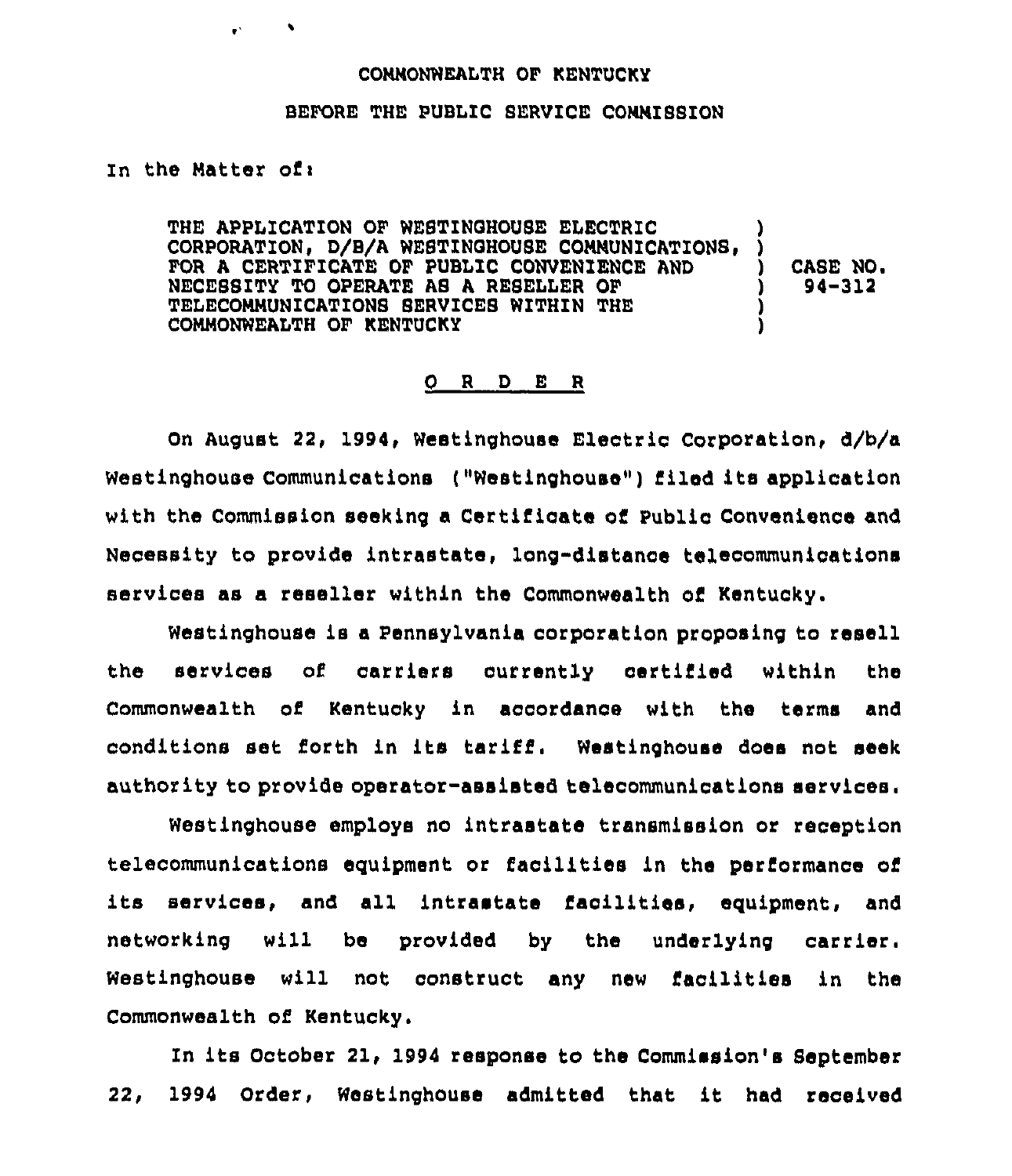COMMONWEALTH OF KENTUCKY

BEFORE THE PUBLIC SERVICE COMMISSION

In the Matter of:

| | | |
|---|---|---|
| THE APPLICATION OF WESTINGHOUSE ELECTRIC CORPORATION, D/B/A WESTINGHOUSE COMMUNICATIONS, FOR A CERTIFICATE OF PUBLIC CONVENIENCE AND NECESSITY TO OPERATE AS A RESELLER OF TELECOMMUNICATIONS SERVICES WITHIN THE COMMONWEALTH OF KENTUCKY | ) | CASE NO. 94-312 |

O R D E R

On August 22, 1994, Westinghouse Electric Corporation, d/b/a Westinghouse Communications ("Westinghouse") filed its application with the Commission seeking a Certificate of Public Convenience and Necessity to provide intrastate, long-distance telecommunications services as a reseller within the Commonwealth of Kentucky.

Westinghouse is a Pennsylvania corporation proposing to resell the services of carriers currently certified within the Commonwealth of Kentucky in accordance with the terms and conditions set forth in its tariff. Westinghouse does not seek authority to provide operator-assisted telecommunications services.

Westinghouse employs no intrastate transmission or reception telecommunications equipment or facilities in the performance of its services, and all intrastate facilities, equipment, and networking will be provided by the underlying carrier. Westinghouse will not construct any new facilities in the Commonwealth of Kentucky.

In its October 21, 1994 response to the Commission's September 22, 1994 Order, Westinghouse admitted that it had received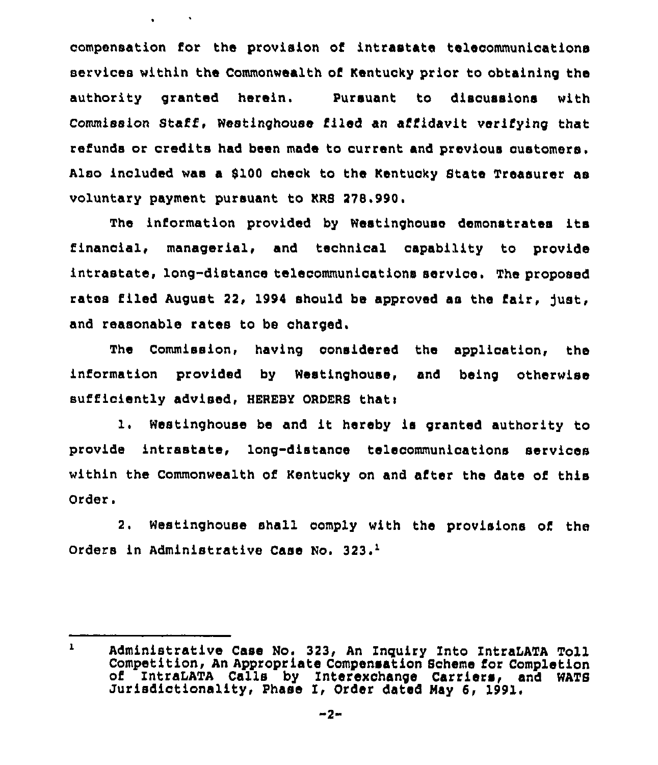compensation for the provision of intrastate telecommunications services within the Commonwealth of Kentucky prior to obtaining the authority granted herein. Pursuant to discussions with Commission Staff, Westinghouse filed an affidavit verifying that refunds or credits had been made to current and previous customers. Also included was a $100 check to the Kentucky State Treasurer as voluntary payment pursuant to KRS 278.990.

The information provided by Westinghouse demonstrates its financial, managerial, and technical capability to provide intrastate, long-distance telecommunications service. The proposed rates filed August 22, 1994 should be approved as the fair, just, and reasonable rates to be charged.

The Commission, having considered the application, the information provided by Westinghouse, and being otherwise sufficiently advised, HEREBY ORDERS that:

1. Westinghouse be and it hereby is granted authority to provide intrastate, long-distance telecommunications services within the Commonwealth of Kentucky on and after the date of this Order.

2. Westinghouse shall comply with the provisions of the Orders in Administrative Case No. 323.[1]

---

[1] Administrative Case No. 323, An Inquiry Into IntraLATA Toll Competition, An Appropriate Compensation Scheme for Completion of IntraLATA Calls by Interexchange Carriers, and WATS Jurisdictionality, Phase I, Order dated May 6, 1991.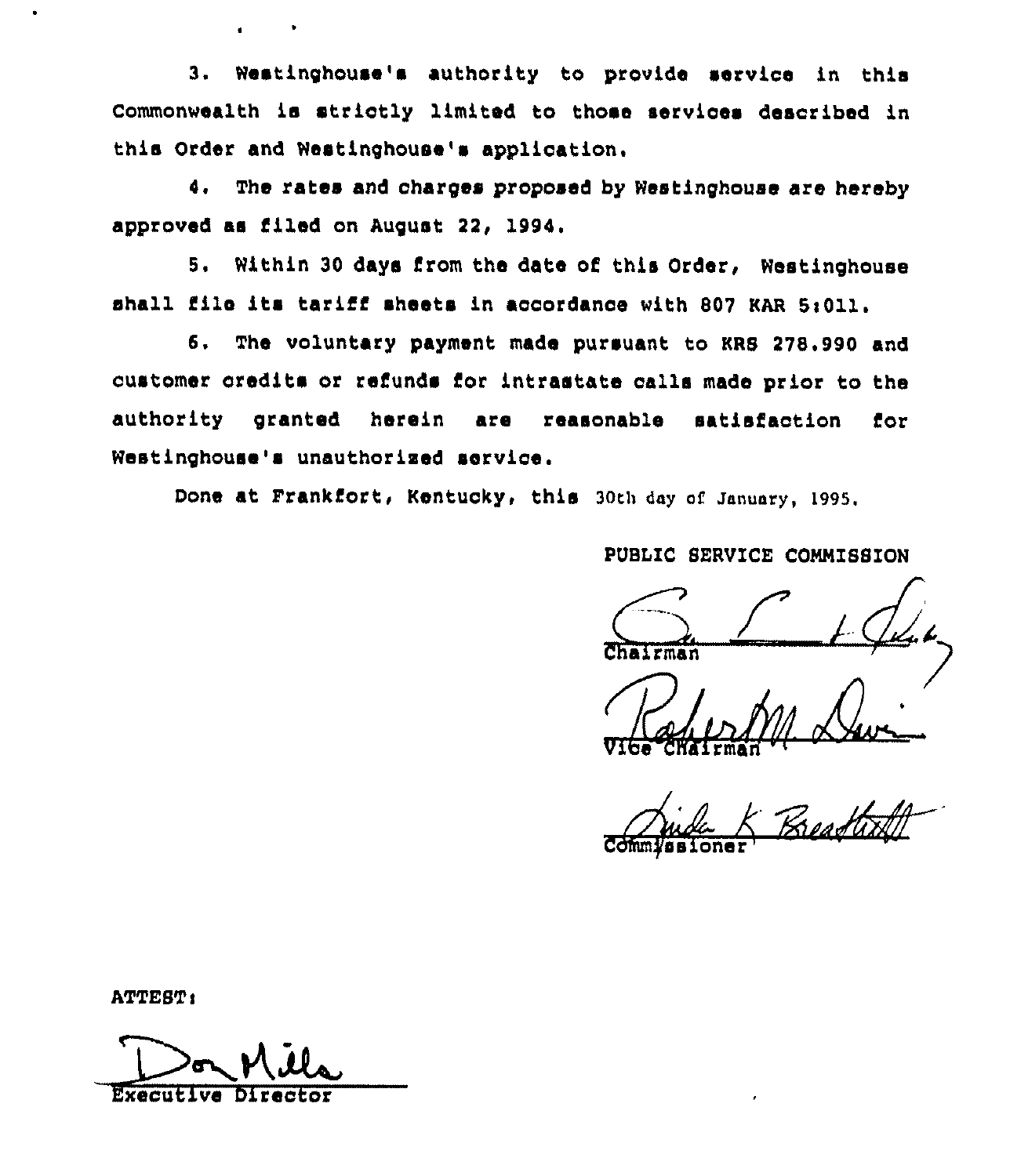3. Westinghouse's authority to provide service in this Commonwealth is strictly limited to those services described in this Order and Westinghouse's application.

4. The rates and charges proposed by Westinghouse are hereby approved as filed on August 22, 1994.

5. Within 30 days from the date of this Order, Westinghouse shall file its tariff sheets in accordance with 807 KAR 5:011.

6. The voluntary payment made pursuant to KRS 278.990 and customer credits or refunds for intrastate calls made prior to the authority granted herein are reasonable satisfaction for Westinghouse's unauthorized service.

Done at Frankfort, Kentucky, this 30th day of January, 1995.

PUBLIC SERVICE COMMISSION

Chairman

Vice Chairman

Commissioner

ATTEST:

Executive Director